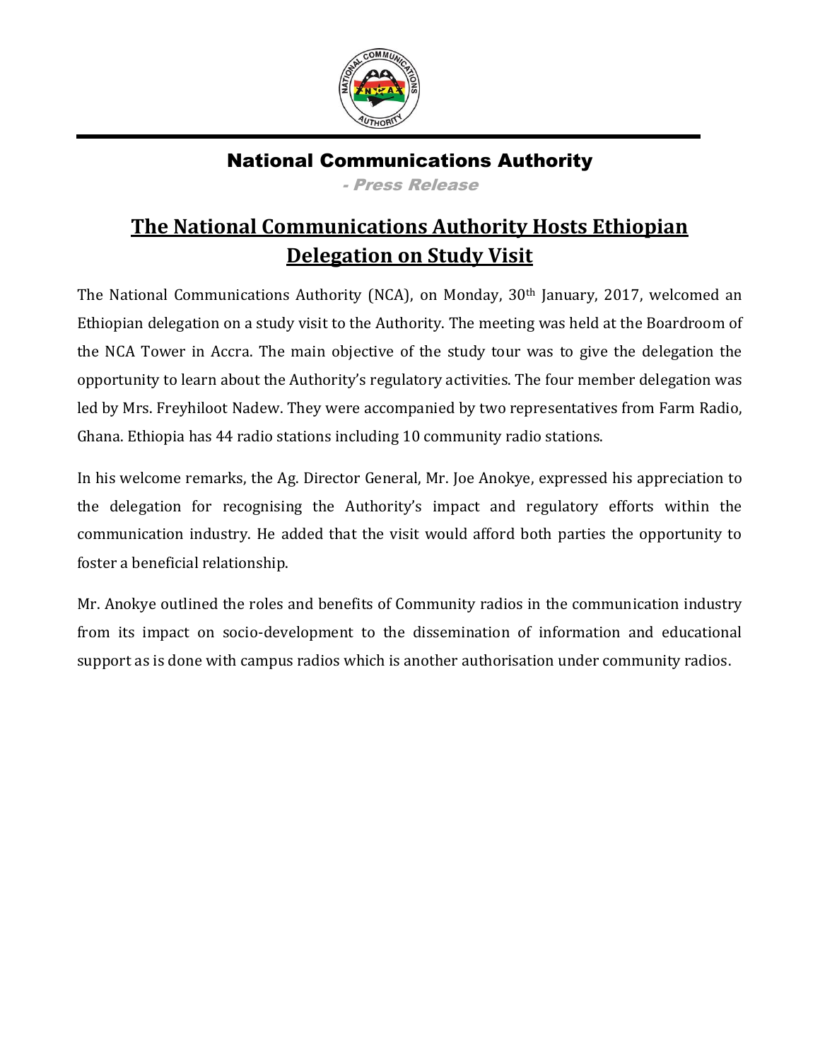## National Communications Authority

*- Press Release*

# The National Communications Authority Hosts Ethiopian Delegation on Study Visit

The National Communications Authority (NCA), on Monday, 30th January, 2017, welcomed an Ethiopian delegation on a study visit to the Authority. The meeting was held at the Boardroom of the NCA Tower in Accra. The main objective of the study tour was to give the delegation the opportunity to learn about the Authority's regulatory activities. The four member delegation was led by Mrs. Freyhiloot Nadew. They were accompanied by two representatives from Farm Radio, Ghana. Ethiopia has 44 radio stations including 10 community radio stations.

In his welcome remarks, the Ag. Director General, Mr. Joe Anokye, expressed his appreciation to the delegation for recognising the Authority's impact and regulatory efforts within the communication industry. He added that the visit would afford both parties the opportunity to foster a beneficial relationship.

Mr. Anokye outlined the roles and benefits of Community radios in the communication industry from its impact on socio-development to the dissemination of information and educational support as is done with campus radios which is another authorisation under community radios.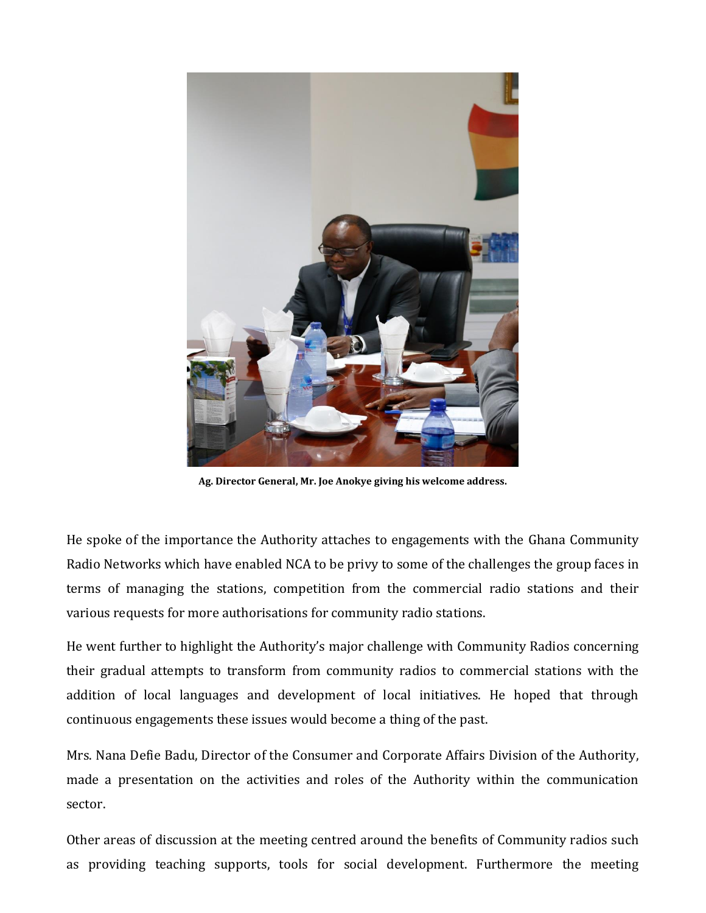**Ag. Director General, Mr. Joe Anokye giving his welcome address.**

He spoke of the importance the Authority attaches to engagements with the Ghana Community Radio Networks which have enabled NCA to be privy to some of the challenges the group faces in terms of managing the stations, competition from the commercial radio stations and their various requests for more authorisations for community radio stations.

He went further to highlight the Authority's major challenge with Community Radios concerning their gradual attempts to transform from community radios to commercial stations with the addition of local languages and development of local initiatives. He hoped that through continuous engagements these issues would become a thing of the past.

Mrs. Nana Defie Badu, Director of the Consumer and Corporate Affairs Division of the Authority, made a presentation on the activities and roles of the Authority within the communication sector.

Other areas of discussion at the meeting centred around the benefits of Community radios such as providing teaching supports, tools for social development. Furthermore the meeting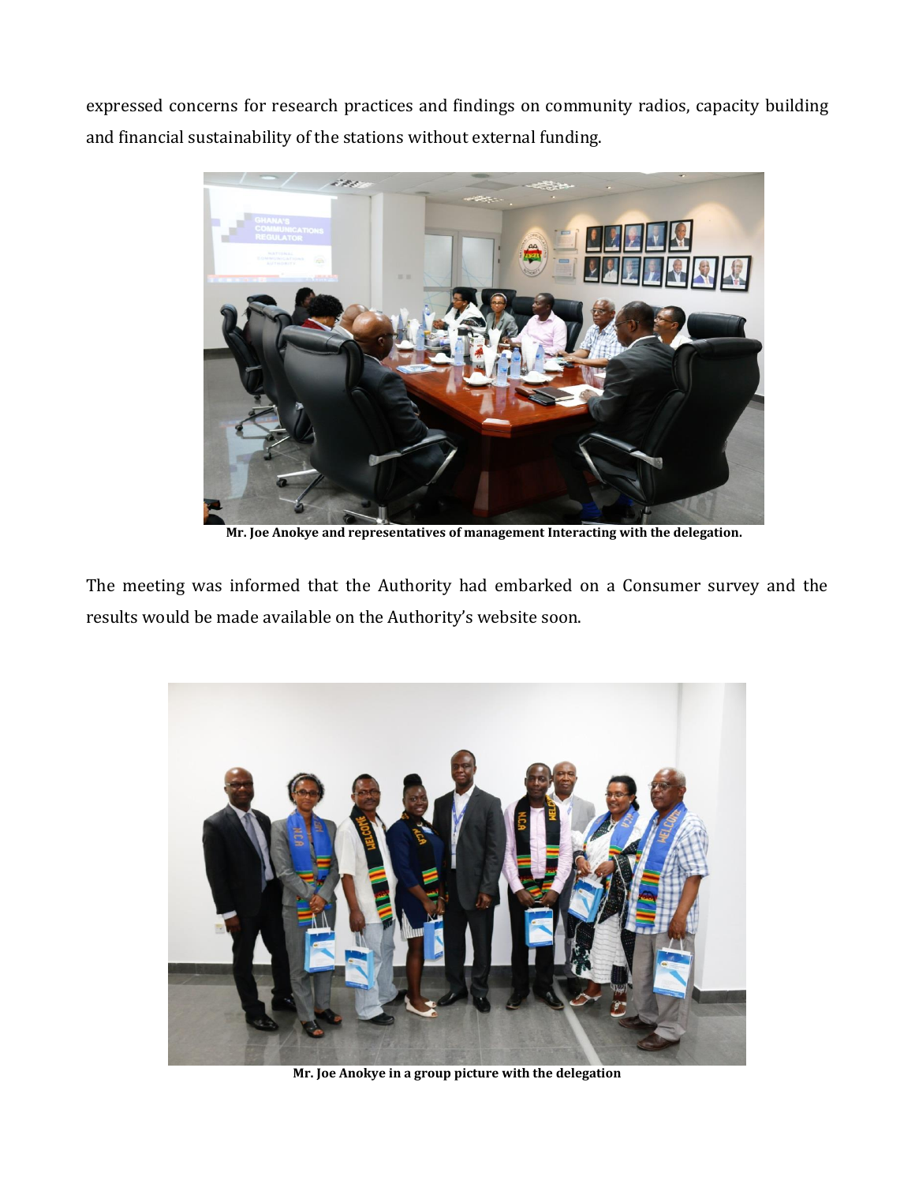expressed concerns for research practices and findings on community radios, capacity building and financial sustainability of the stations without external funding.

**Mr. Joe Anokye and representatives of management Interacting with the delegation.**

The meeting was informed that the Authority had embarked on a Consumer survey and the results would be made available on the Authority's website soon.

**Mr. Joe Anokye in a group picture with the delegation**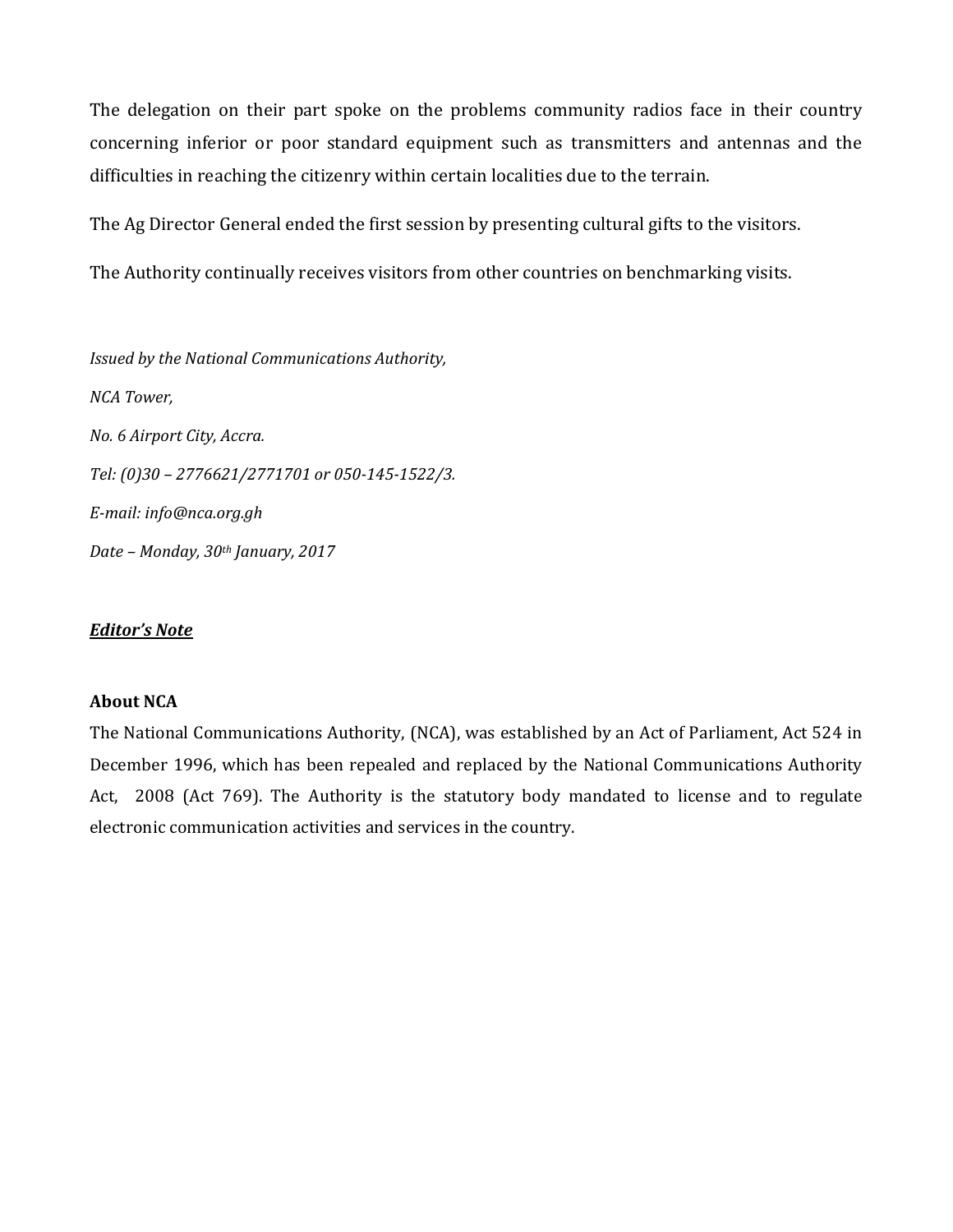The delegation on their part spoke on the problems community radios face in their country concerning inferior or poor standard equipment such as transmitters and antennas and the difficulties in reaching the citizenry within certain localities due to the terrain.

The Ag Director General ended the first session by presenting cultural gifts to the visitors.

The Authority continually receives visitors from other countries on benchmarking visits.

*Issued by the National Communications Authority,*

*NCA Tower,*

*No. 6 Airport City, Accra.*

*Tel: (0)30 – 2776621/2771701 or 050-145-1522/3.*

*E-mail: info@nca.org.gh*

*Date – Monday, 30th January, 2017*

***Editor's Note***

**About NCA**

The National Communications Authority, (NCA), was established by an Act of Parliament, Act 524 in December 1996, which has been repealed and replaced by the National Communications Authority Act, 2008 (Act 769). The Authority is the statutory body mandated to license and to regulate electronic communication activities and services in the country.